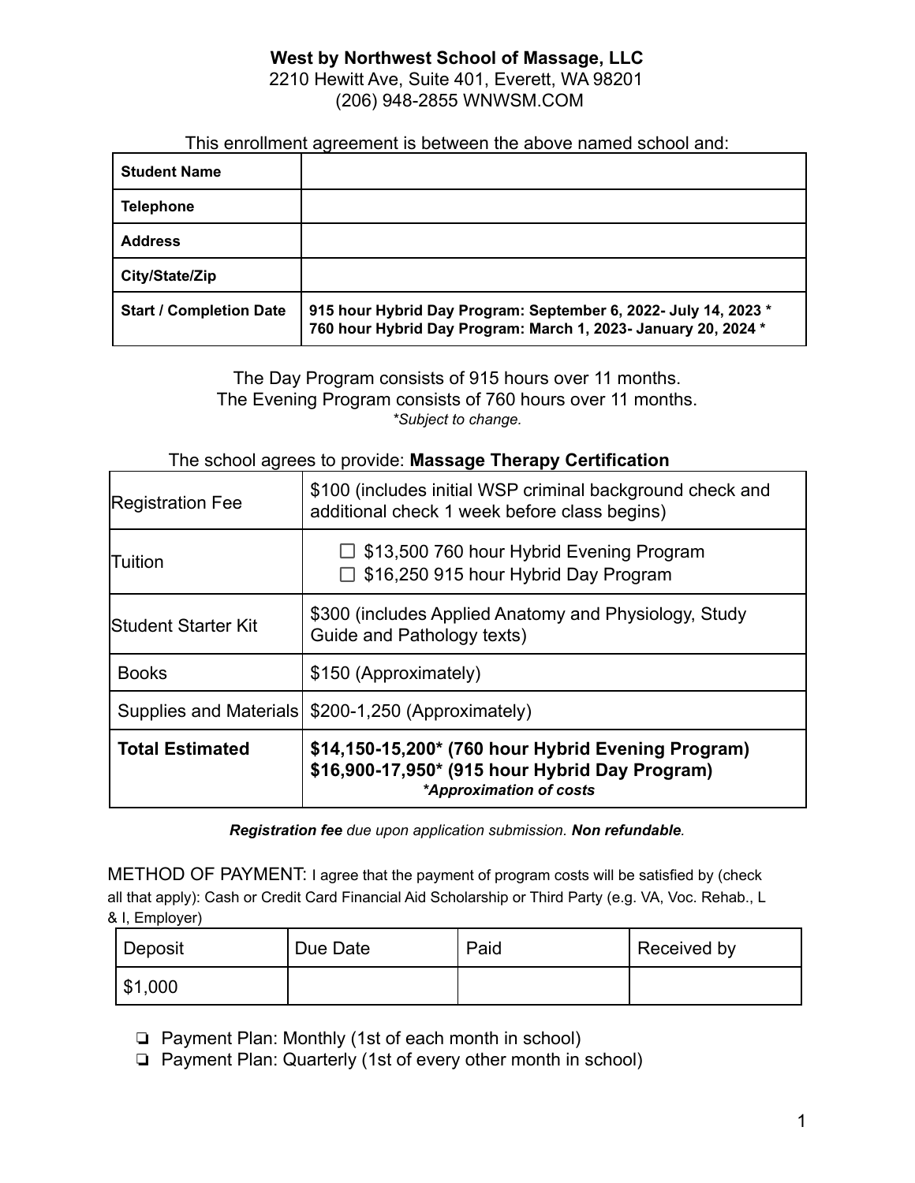**West by Northwest School of Massage, LLC**
2210 Hewitt Ave, Suite 401, Everett, WA 98201
(206) 948-2855 WNWSM.COM

This enrollment agreement is between the above named school and:

| **Student Name** | |
|---|---|
| **Telephone** | |
| **Address** | |
| **City/State/Zip** | |
| **Start / Completion Date** | **915 hour Hybrid Day Program: September 6, 2022- July 14, 2023 *** <br> **760 hour Hybrid Day Program: March 1, 2023- January 20, 2024 *** |

The Day Program consists of 915 hours over 11 months.
The Evening Program consists of 760 hours over 11 months.
*\*Subject to change.*

The school agrees to provide: **Massage Therapy Certification**

| Registration Fee | $100 (includes initial WSP criminal background check and additional check 1 week before class begins) |
|---|---|
| Tuition | ☐ $13,500 760 hour Hybrid Evening Program <br> ☐ $16,250 915 hour Hybrid Day Program |
| Student Starter Kit | $300 (includes Applied Anatomy and Physiology, Study Guide and Pathology texts) |
| Books | $150 (Approximately) |
| Supplies and Materials | $200-1,250 (Approximately) |
| **Total Estimated** | **$14,150-15,200* (760 hour Hybrid Evening Program)** <br> **$16,900-17,950* (915 hour Hybrid Day Program)** <br> ***\*Approximation of costs*** |

***Registration fee** due upon application submission. **Non refundable**.*

METHOD OF PAYMENT: I agree that the payment of program costs will be satisfied by (check all that apply): Cash or Credit Card Financial Aid Scholarship or Third Party (e.g. VA, Voc. Rehab., L & I, Employer)

| Deposit | Due Date | Paid | Received by |
|---|---|---|---|
| $1,000 | | | |

- ❏ Payment Plan: Monthly (1st of each month in school)
- ❏ Payment Plan: Quarterly (1st of every other month in school)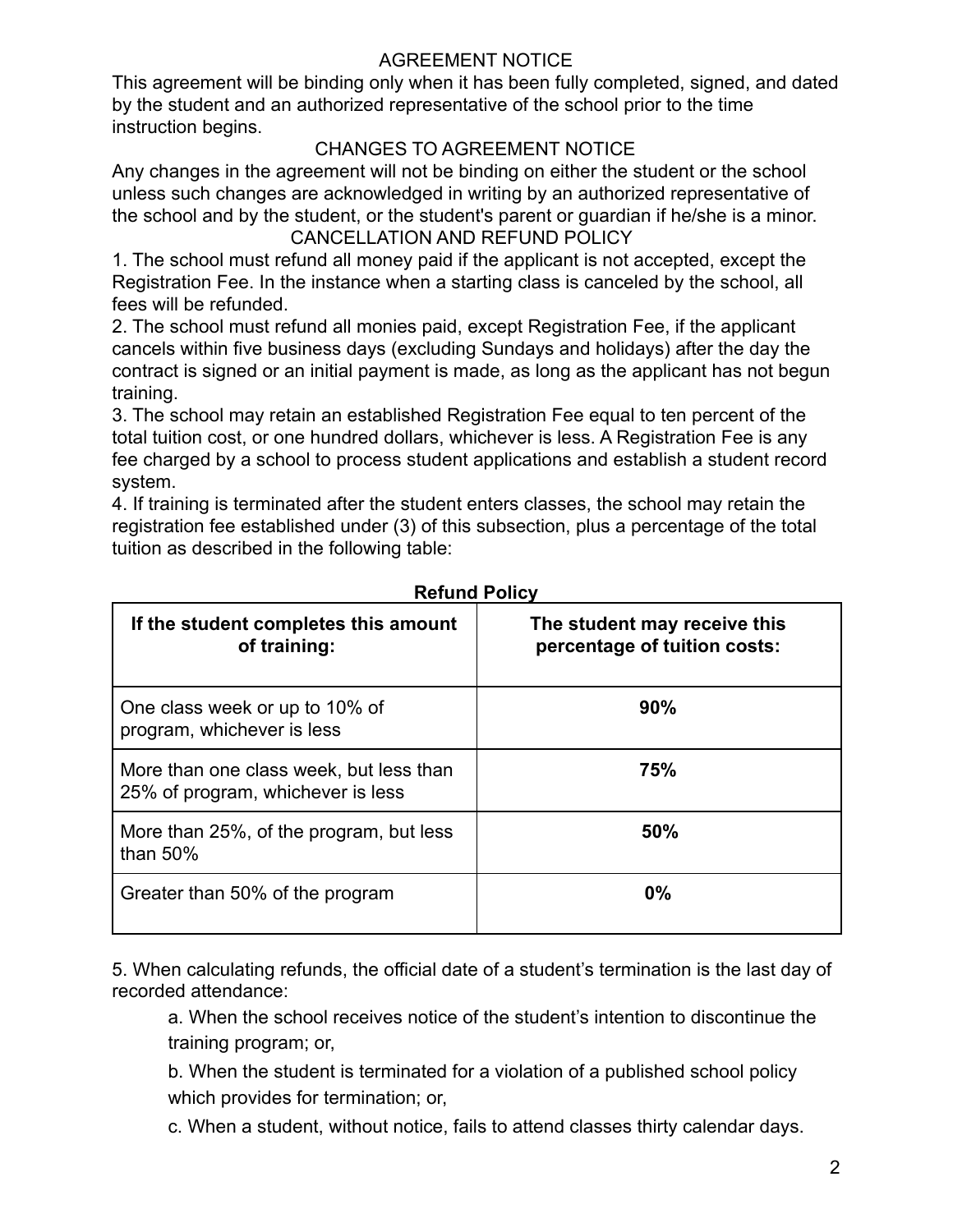## AGREEMENT NOTICE

This agreement will be binding only when it has been fully completed, signed, and dated by the student and an authorized representative of the school prior to the time instruction begins.

## CHANGES TO AGREEMENT NOTICE

Any changes in the agreement will not be binding on either the student or the school unless such changes are acknowledged in writing by an authorized representative of the school and by the student, or the student's parent or guardian if he/she is a minor.

## CANCELLATION AND REFUND POLICY

1. The school must refund all money paid if the applicant is not accepted, except the Registration Fee. In the instance when a starting class is canceled by the school, all fees will be refunded.
2. The school must refund all monies paid, except Registration Fee, if the applicant cancels within five business days (excluding Sundays and holidays) after the day the contract is signed or an initial payment is made, as long as the applicant has not begun training.
3. The school may retain an established Registration Fee equal to ten percent of the total tuition cost, or one hundred dollars, whichever is less. A Registration Fee is any fee charged by a school to process student applications and establish a student record system.
4. If training is terminated after the student enters classes, the school may retain the registration fee established under (3) of this subsection, plus a percentage of the total tuition as described in the following table:

**Refund Policy**

| If the student completes this amount of training: | The student may receive this percentage of tuition costs: |
| --- | --- |
| One class week or up to 10% of program, whichever is less | **90%** |
| More than one class week, but less than 25% of program, whichever is less | **75%** |
| More than 25%, of the program, but less than 50% | **50%** |
| Greater than 50% of the program | **0%** |

5. When calculating refunds, the official date of a student's termination is the last day of recorded attendance:

   a. When the school receives notice of the student's intention to discontinue the training program; or,

   b. When the student is terminated for a violation of a published school policy which provides for termination; or,

   c. When a student, without notice, fails to attend classes thirty calendar days.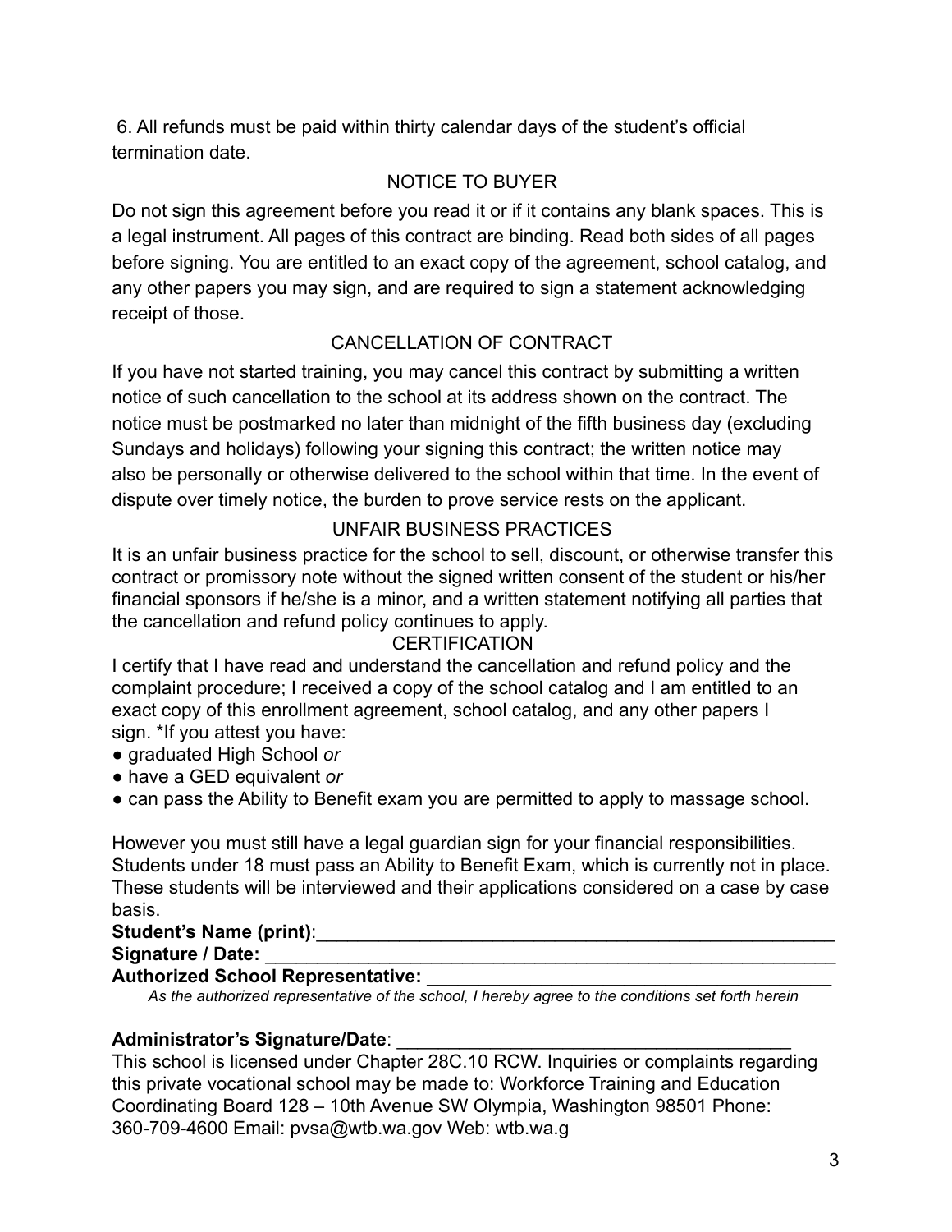6. All refunds must be paid within thirty calendar days of the student's official termination date.

## NOTICE TO BUYER

Do not sign this agreement before you read it or if it contains any blank spaces. This is a legal instrument. All pages of this contract are binding. Read both sides of all pages before signing. You are entitled to an exact copy of the agreement, school catalog, and any other papers you may sign, and are required to sign a statement acknowledging receipt of those.

## CANCELLATION OF CONTRACT

If you have not started training, you may cancel this contract by submitting a written notice of such cancellation to the school at its address shown on the contract. The notice must be postmarked no later than midnight of the fifth business day (excluding Sundays and holidays) following your signing this contract; the written notice may also be personally or otherwise delivered to the school within that time. In the event of dispute over timely notice, the burden to prove service rests on the applicant.

## UNFAIR BUSINESS PRACTICES

It is an unfair business practice for the school to sell, discount, or otherwise transfer this contract or promissory note without the signed written consent of the student or his/her financial sponsors if he/she is a minor, and a written statement notifying all parties that the cancellation and refund policy continues to apply.

## CERTIFICATION

I certify that I have read and understand the cancellation and refund policy and the complaint procedure; I received a copy of the school catalog and I am entitled to an exact copy of this enrollment agreement, school catalog, and any other papers I sign. *If you attest you have:

- graduated High School *or*
- have a GED equivalent *or*
- can pass the Ability to Benefit exam you are permitted to apply to massage school.

However you must still have a legal guardian sign for your financial responsibilities. Students under 18 must pass an Ability to Benefit Exam, which is currently not in place. These students will be interviewed and their applications considered on a case by case basis.

**Student's Name (print)**:_____________________________________________________

**Signature / Date:** ________________________________________________________

**Authorized School Representative:** ______________________________________

*As the authorized representative of the school, I hereby agree to the conditions set forth herein*

**Administrator's Signature/Date**: _______________________________________

This school is licensed under Chapter 28C.10 RCW. Inquiries or complaints regarding this private vocational school may be made to: Workforce Training and Education Coordinating Board 128 – 10th Avenue SW Olympia, Washington 98501 Phone: 360-709-4600 Email: pvsa@wtb.wa.gov Web: wtb.wa.g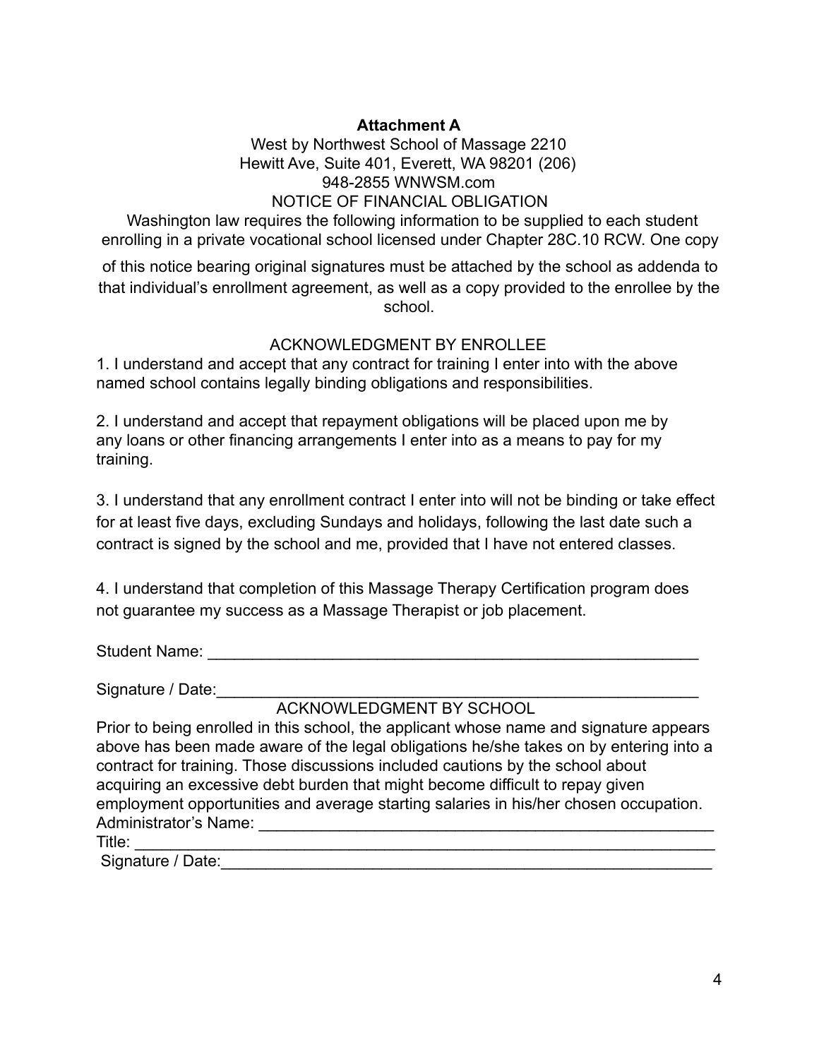**Attachment A**

West by Northwest School of Massage 2210
Hewitt Ave, Suite 401, Everett, WA 98201 (206)
948-2855 WNWSM.com

NOTICE OF FINANCIAL OBLIGATION

Washington law requires the following information to be supplied to each student enrolling in a private vocational school licensed under Chapter 28C.10 RCW. One copy of this notice bearing original signatures must be attached by the school as addenda to that individual's enrollment agreement, as well as a copy provided to the enrollee by the school.

ACKNOWLEDGMENT BY ENROLLEE

1. I understand and accept that any contract for training I enter into with the above named school contains legally binding obligations and responsibilities.

2. I understand and accept that repayment obligations will be placed upon me by any loans or other financing arrangements I enter into as a means to pay for my training.

3. I understand that any enrollment contract I enter into will not be binding or take effect for at least five days, excluding Sundays and holidays, following the last date such a contract is signed by the school and me, provided that I have not entered classes.

4. I understand that completion of this Massage Therapy Certification program does not guarantee my success as a Massage Therapist or job placement.

Student Name: ___________________________________________________________

Signature / Date:__________________________________________________________

ACKNOWLEDGMENT BY SCHOOL

Prior to being enrolled in this school, the applicant whose name and signature appears above has been made aware of the legal obligations he/she takes on by entering into a contract for training. Those discussions included cautions by the school about acquiring an excessive debt burden that might become difficult to repay given employment opportunities and average starting salaries in his/her chosen occupation.

Administrator's Name: _______________________________________________________

Title: ____________________________________________________________________

Signature / Date:__________________________________________________________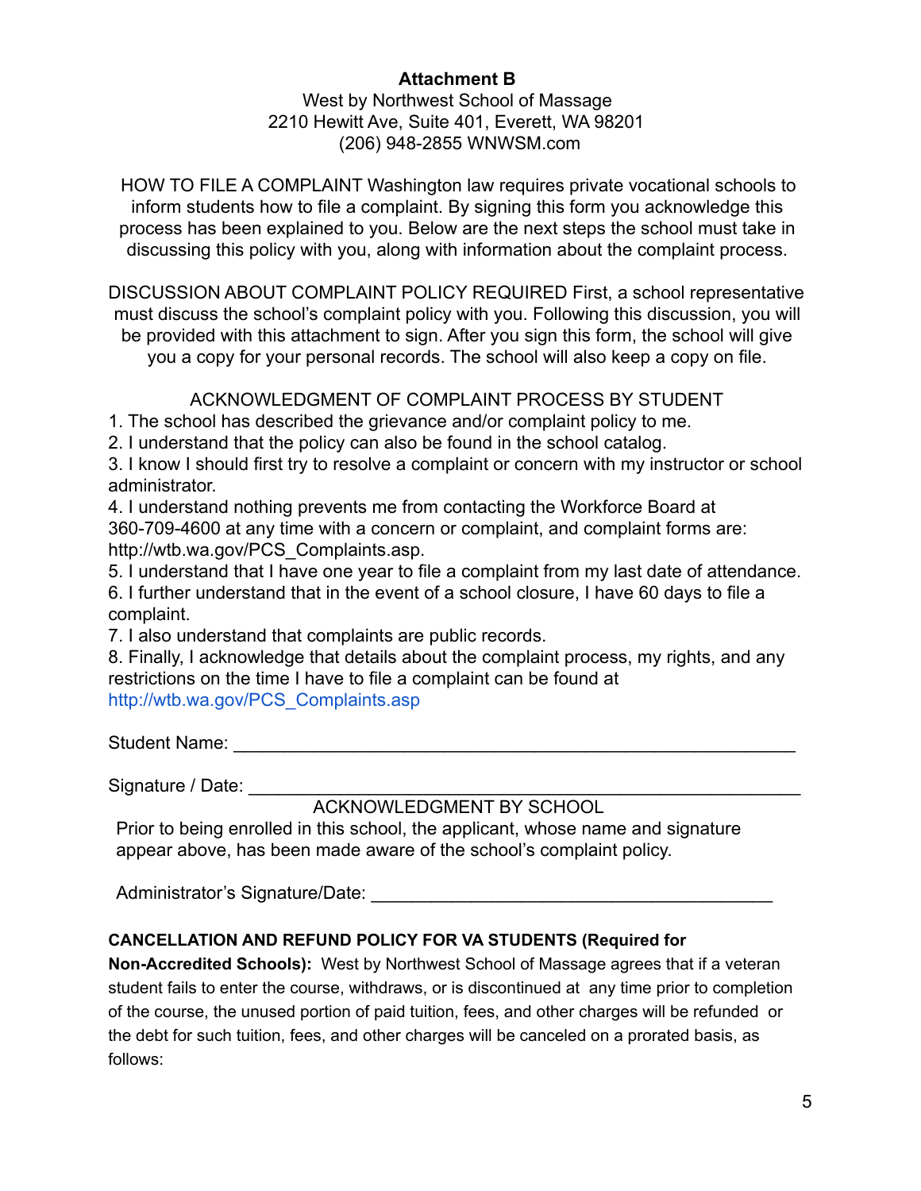**Attachment B**

West by Northwest School of Massage
2210 Hewitt Ave, Suite 401, Everett, WA 98201
(206) 948-2855 WNWSM.com

HOW TO FILE A COMPLAINT Washington law requires private vocational schools to inform students how to file a complaint. By signing this form you acknowledge this process has been explained to you. Below are the next steps the school must take in discussing this policy with you, along with information about the complaint process.

DISCUSSION ABOUT COMPLAINT POLICY REQUIRED First, a school representative must discuss the school's complaint policy with you. Following this discussion, you will be provided with this attachment to sign. After you sign this form, the school will give you a copy for your personal records. The school will also keep a copy on file.

ACKNOWLEDGMENT OF COMPLAINT PROCESS BY STUDENT

1. The school has described the grievance and/or complaint policy to me.
2. I understand that the policy can also be found in the school catalog.
3. I know I should first try to resolve a complaint or concern with my instructor or school administrator.
4. I understand nothing prevents me from contacting the Workforce Board at 360-709-4600 at any time with a concern or complaint, and complaint forms are: http://wtb.wa.gov/PCS_Complaints.asp.
5. I understand that I have one year to file a complaint from my last date of attendance.
6. I further understand that in the event of a school closure, I have 60 days to file a complaint.
7. I also understand that complaints are public records.
8. Finally, I acknowledge that details about the complaint process, my rights, and any restrictions on the time I have to file a complaint can be found at http://wtb.wa.gov/PCS_Complaints.asp

Student Name: ______________________________________________________

Signature / Date: ____________________________________________________

ACKNOWLEDGMENT BY SCHOOL

Prior to being enrolled in this school, the applicant, whose name and signature appear above, has been made aware of the school's complaint policy.

Administrator's Signature/Date: ________________________________________

**CANCELLATION AND REFUND POLICY FOR VA STUDENTS (Required for Non-Accredited Schools):** West by Northwest School of Massage agrees that if a veteran student fails to enter the course, withdraws, or is discontinued at any time prior to completion of the course, the unused portion of paid tuition, fees, and other charges will be refunded or the debt for such tuition, fees, and other charges will be canceled on a prorated basis, as follows: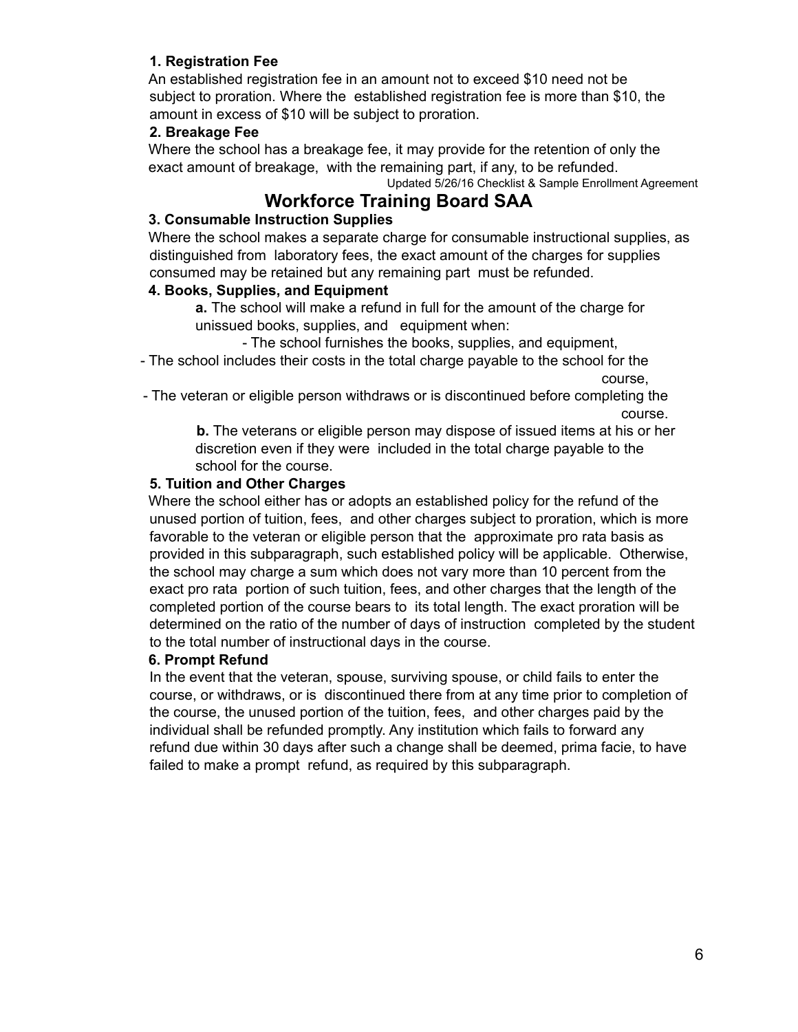**1. Registration Fee**

An established registration fee in an amount not to exceed $10 need not be subject to proration. Where the established registration fee is more than $10, the amount in excess of $10 will be subject to proration.

**2. Breakage Fee**

Where the school has a breakage fee, it may provide for the retention of only the exact amount of breakage, with the remaining part, if any, to be refunded.

## Workforce Training Board SAA

**3. Consumable Instruction Supplies**

Where the school makes a separate charge for consumable instructional supplies, as distinguished from laboratory fees, the exact amount of the charges for supplies consumed may be retained but any remaining part must be refunded.

**4. Books, Supplies, and Equipment**

**a.** The school will make a refund in full for the amount of the charge for unissued books, supplies, and equipment when:

- The school furnishes the books, supplies, and equipment,
- The school includes their costs in the total charge payable to the school for the course,
- The veteran or eligible person withdraws or is discontinued before completing the course.

**b.** The veterans or eligible person may dispose of issued items at his or her discretion even if they were included in the total charge payable to the school for the course.

**5. Tuition and Other Charges**

Where the school either has or adopts an established policy for the refund of the unused portion of tuition, fees, and other charges subject to proration, which is more favorable to the veteran or eligible person that the approximate pro rata basis as provided in this subparagraph, such established policy will be applicable. Otherwise, the school may charge a sum which does not vary more than 10 percent from the exact pro rata portion of such tuition, fees, and other charges that the length of the completed portion of the course bears to its total length. The exact proration will be determined on the ratio of the number of days of instruction completed by the student to the total number of instructional days in the course.

**6. Prompt Refund**

In the event that the veteran, spouse, surviving spouse, or child fails to enter the course, or withdraws, or is discontinued there from at any time prior to completion of the course, the unused portion of the tuition, fees, and other charges paid by the individual shall be refunded promptly. Any institution which fails to forward any refund due within 30 days after such a change shall be deemed, prima facie, to have failed to make a prompt refund, as required by this subparagraph.